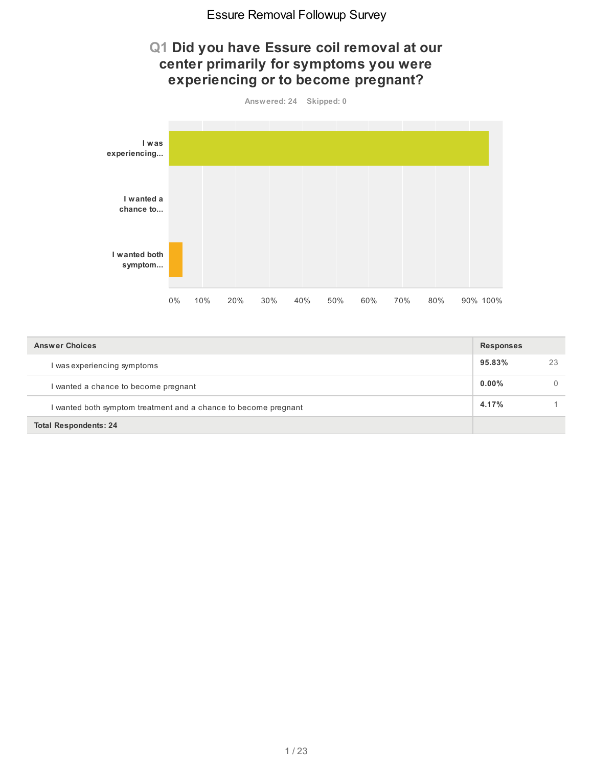# Essure Removal Followup Survey

## Q1 Did you have Essure coil removal at our center primarily for symptoms you were experiencing or to become pregnant?

Answered: 24 Skipped: 0

| Answer Choices | Responses | |
|---|---|---|
| I was experiencing symptoms | 95.83% | 23 |
| I wanted a chance to become pregnant | 0.00% | 0 |
| I wanted both symptom treatment and a chance to become pregnant | 4.17% | 1 |
| Total Respondents: 24 | | |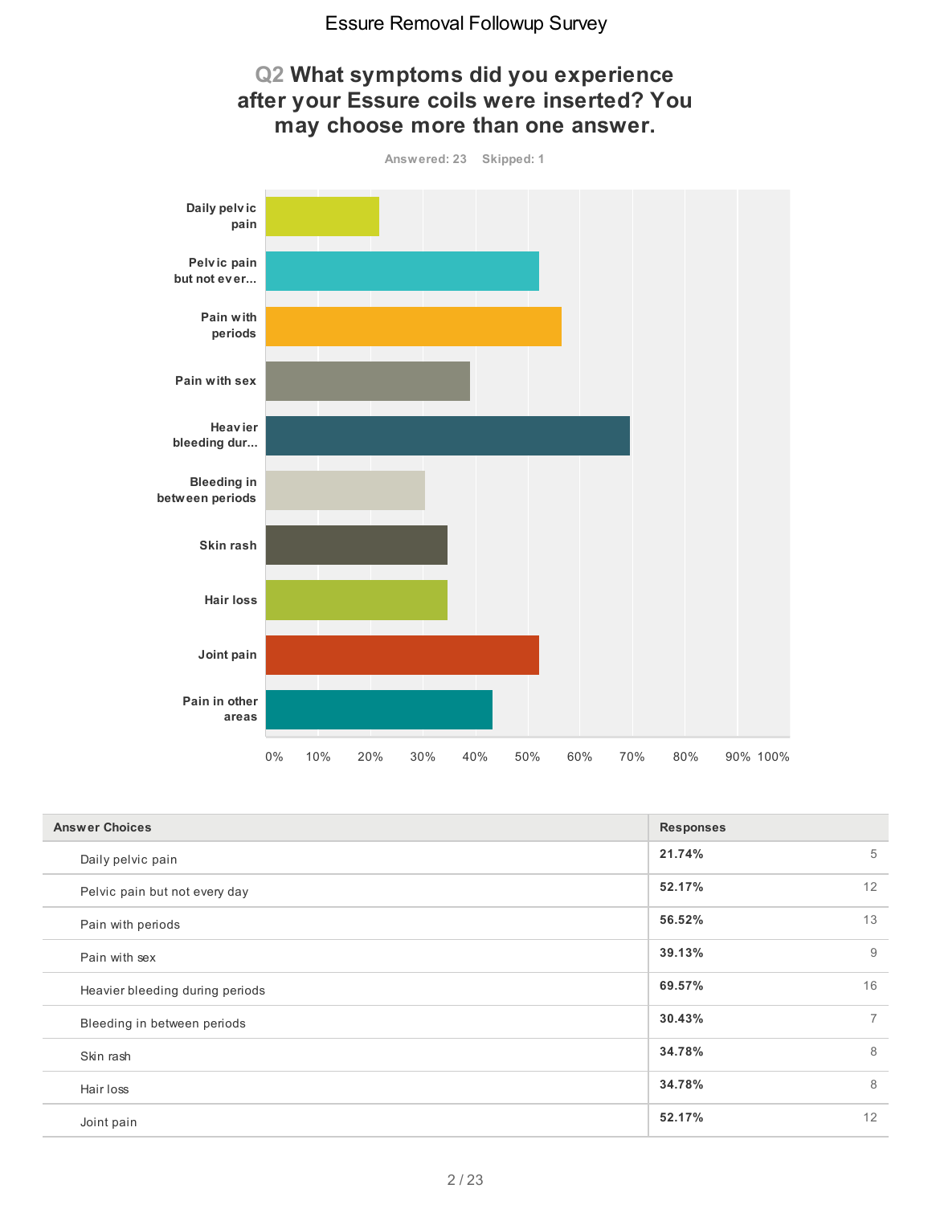# Essure Removal Followup Survey

## Q2 What symptoms did you experience after your Essure coils were inserted? You may choose more than one answer.

Answered: 23 Skipped: 1

| Answer Choices | Responses | |
|---|---|---|
| Daily pelvic pain | 21.74% | 5 |
| Pelvic pain but not every day | 52.17% | 12 |
| Pain with periods | 56.52% | 13 |
| Pain with sex | 39.13% | 9 |
| Heavier bleeding during periods | 69.57% | 16 |
| Bleeding in between periods | 30.43% | 7 |
| Skin rash | 34.78% | 8 |
| Hair loss | 34.78% | 8 |
| Joint pain | 52.17% | 12 |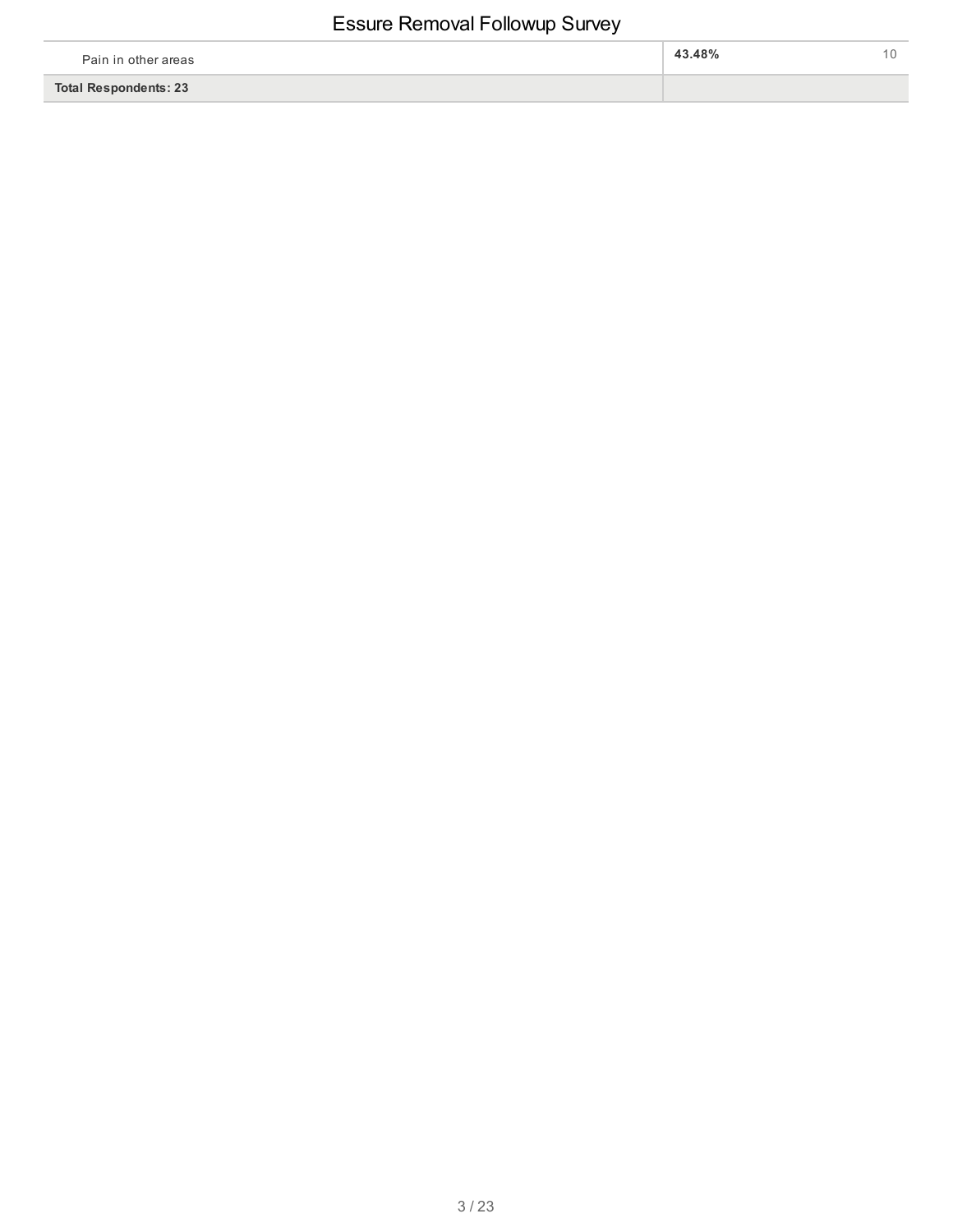| | | |
|---|---|---|
| Pain in other areas | 43.48% | 10 |
| **Total Respondents: 23** | | |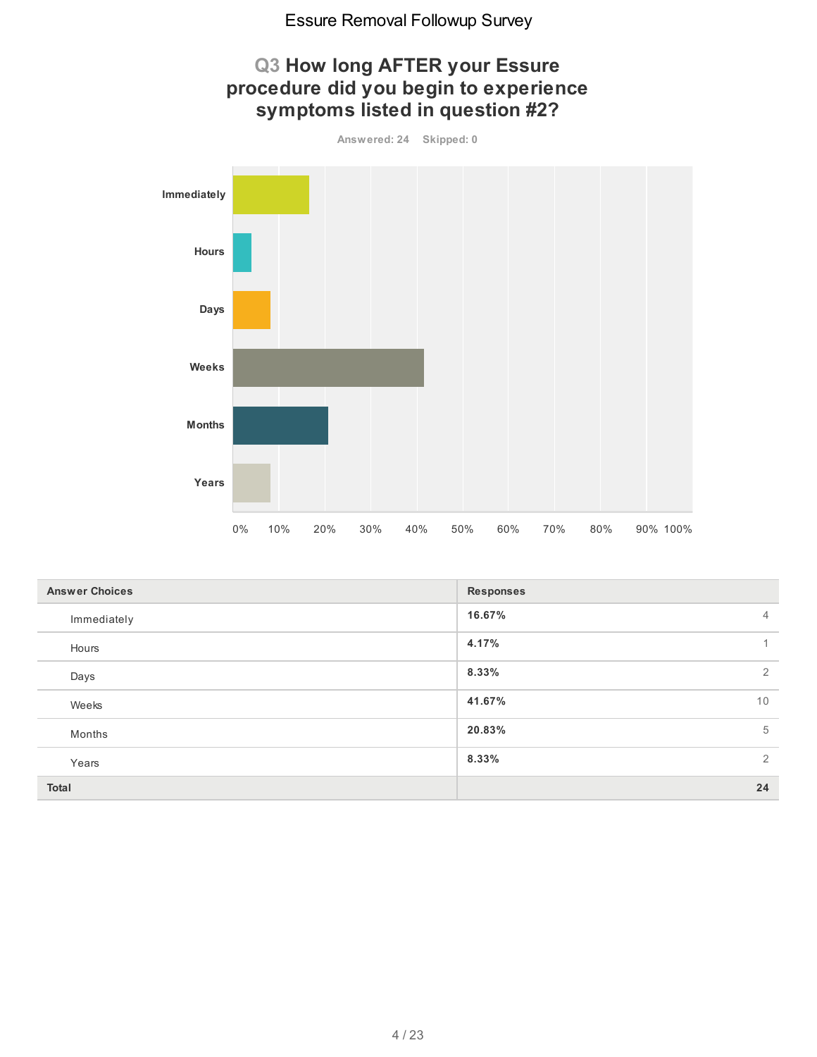# Essure Removal Followup Survey

## Q3 How long AFTER your Essure procedure did you begin to experience symptoms listed in question #2?

Answered: 24 Skipped: 0

| Answer Choices | Responses | |
|---|---|---|
| Immediately | 16.67% | 4 |
| Hours | 4.17% | 1 |
| Days | 8.33% | 2 |
| Weeks | 41.67% | 10 |
| Months | 20.83% | 5 |
| Years | 8.33% | 2 |
| **Total** | | **24** |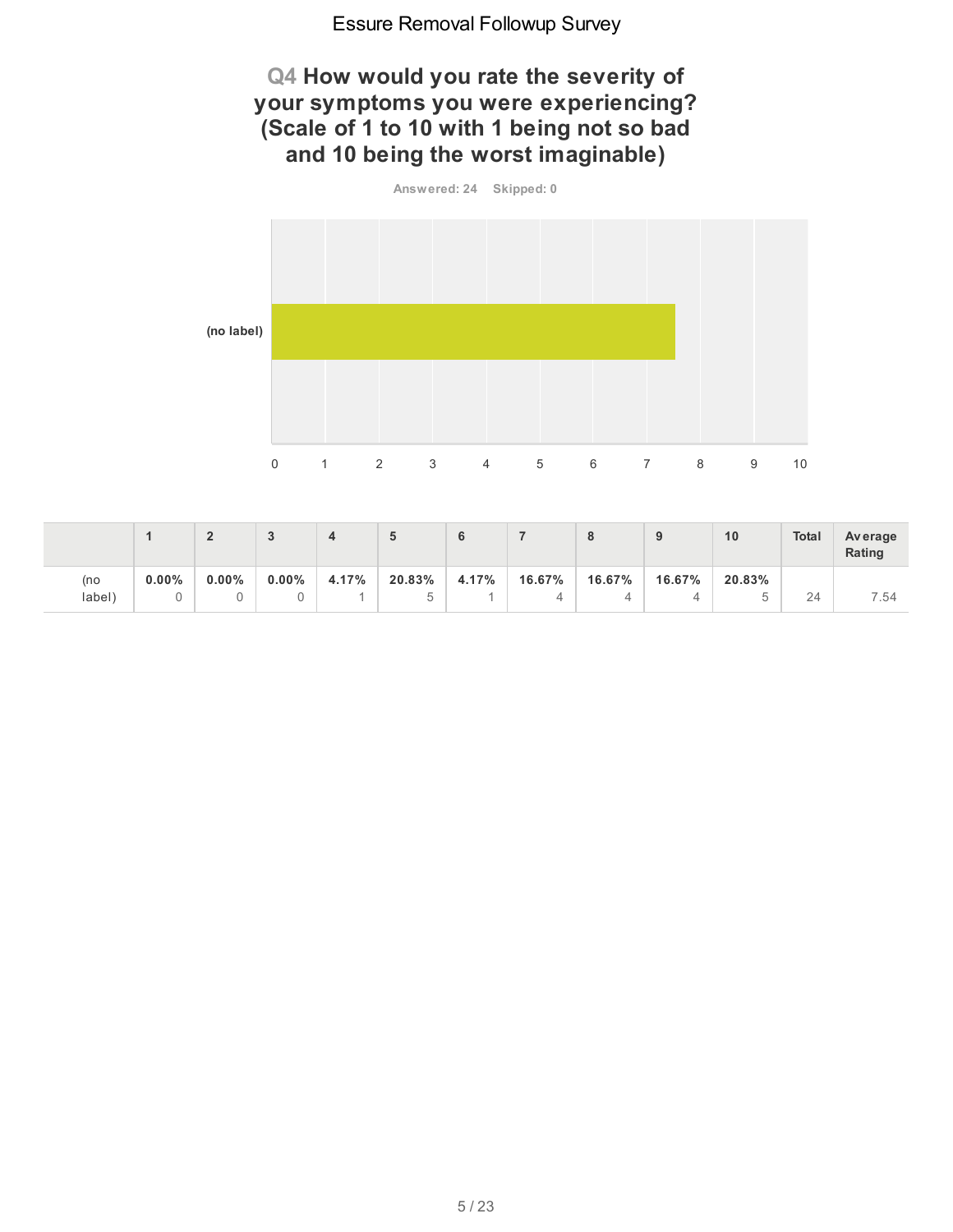## Q4 How would you rate the severity of your symptoms you were experiencing? (Scale of 1 to 10 with 1 being not so bad and 10 being the worst imaginable)

Answered: 24 Skipped: 0

(no label)

0 1 2 3 4 5 6 7 8 9 10

| | 1 | 2 | 3 | 4 | 5 | 6 | 7 | 8 | 9 | 10 | Total | Average Rating |
|---|---|---|---|---|---|---|---|---|---|---|---|---|
| (no label) | **0.00%** 0 | **0.00%** 0 | **0.00%** 0 | **4.17%** 1 | **20.83%** 5 | **4.17%** 1 | **16.67%** 4 | **16.67%** 4 | **16.67%** 4 | **20.83%** 5 | 24 | 7.54 |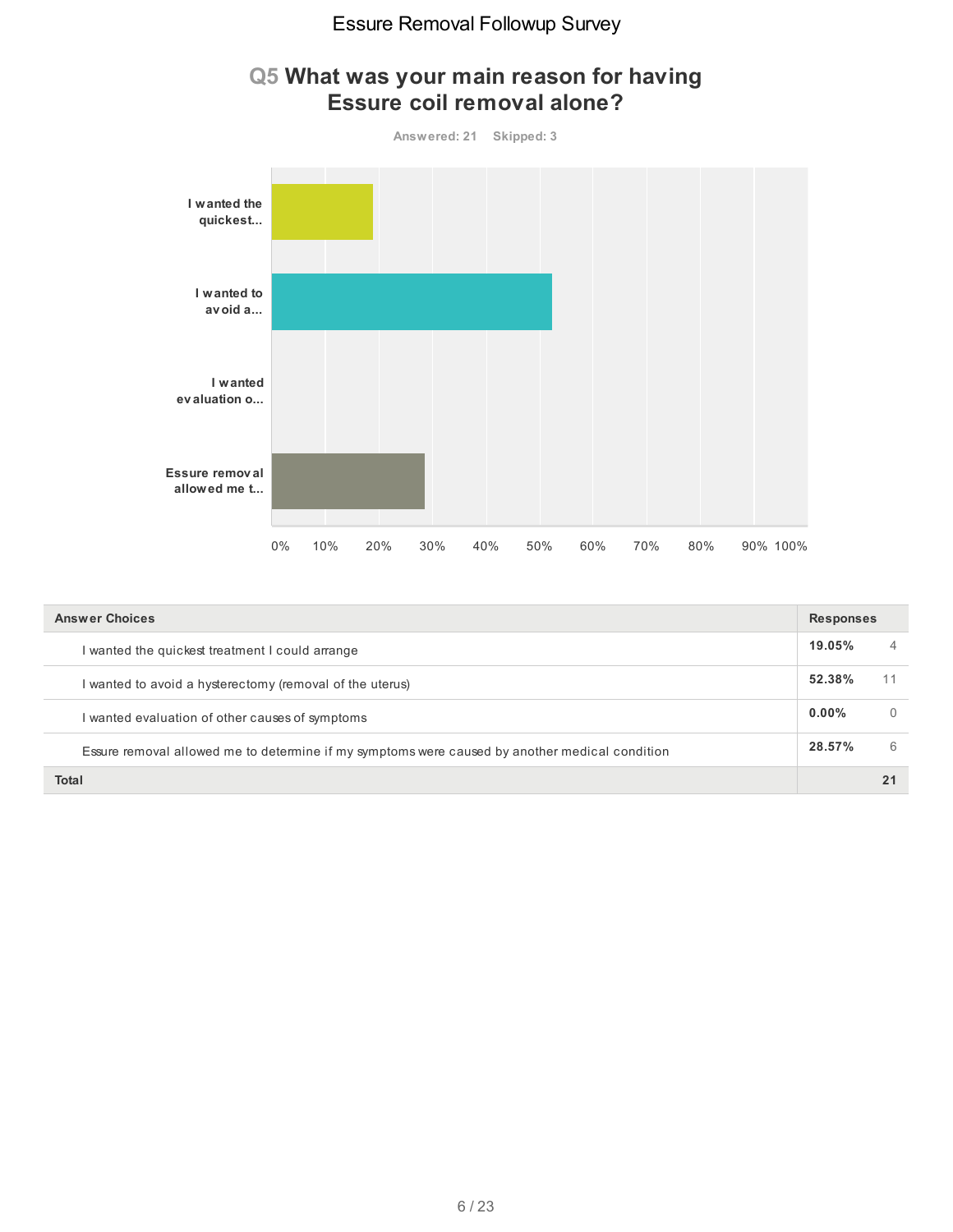## Q5 What was your main reason for having Essure coil removal alone?

Answered: 21 Skipped: 3

| Answer Choices | Responses | |
|---|---|---|
| I wanted the quickest treatment I could arrange | 19.05% | 4 |
| I wanted to avoid a hysterectomy (removal of the uterus) | 52.38% | 11 |
| I wanted evaluation of other causes of symptoms | 0.00% | 0 |
| Essure removal allowed me to determine if my symptoms were caused by another medical condition | 28.57% | 6 |
| **Total** | | **21** |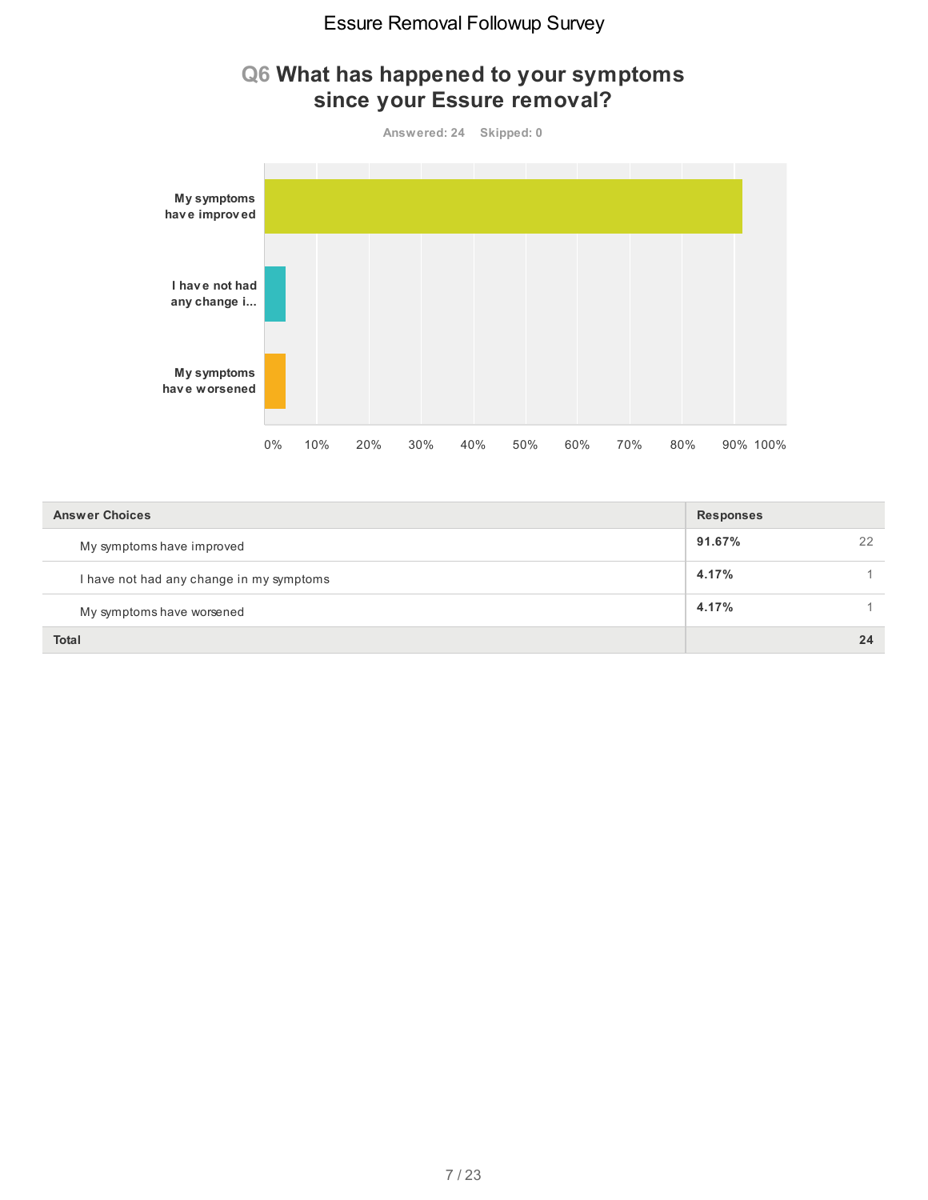## Q6 What has happened to your symptoms since your Essure removal?

Answered: 24 Skipped: 0

| Answer Choices | Responses | |
|---|---|---|
| My symptoms have improved | 91.67% | 22 |
| I have not had any change in my symptoms | 4.17% | 1 |
| My symptoms have worsened | 4.17% | 1 |
| **Total** | | **24** |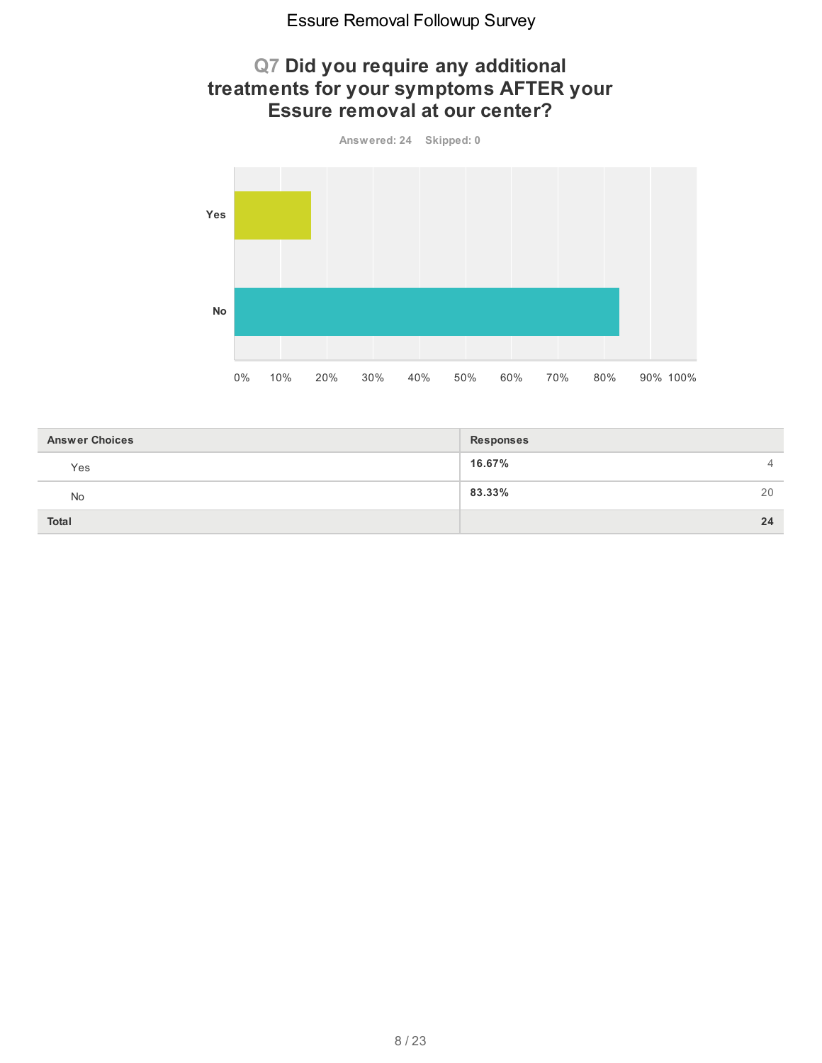# Q7 Did you require any additional treatments for your symptoms AFTER your Essure removal at our center?

Answered: 24 Skipped: 0

| Answer Choices | Responses | |
|---|---|---|
| Yes | 16.67% | 4 |
| No | 83.33% | 20 |
| Total | | 24 |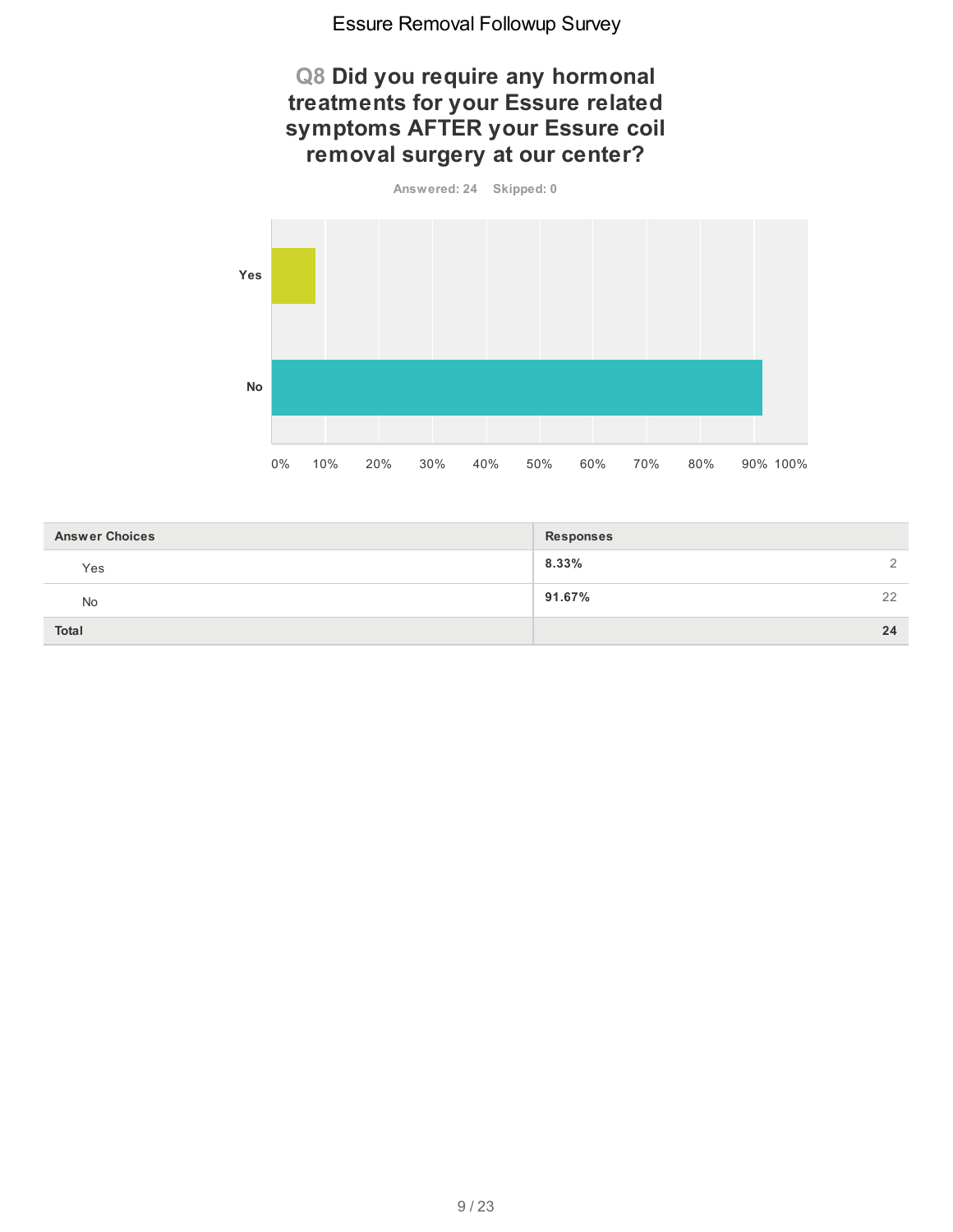## Q8 Did you require any hormonal treatments for your Essure related symptoms AFTER your Essure coil removal surgery at our center?

Answered: 24 Skipped: 0

| Answer Choices | Responses | |
|---|---|---|
| Yes | 8.33% | 2 |
| No | 91.67% | 22 |
| **Total** | | **24** |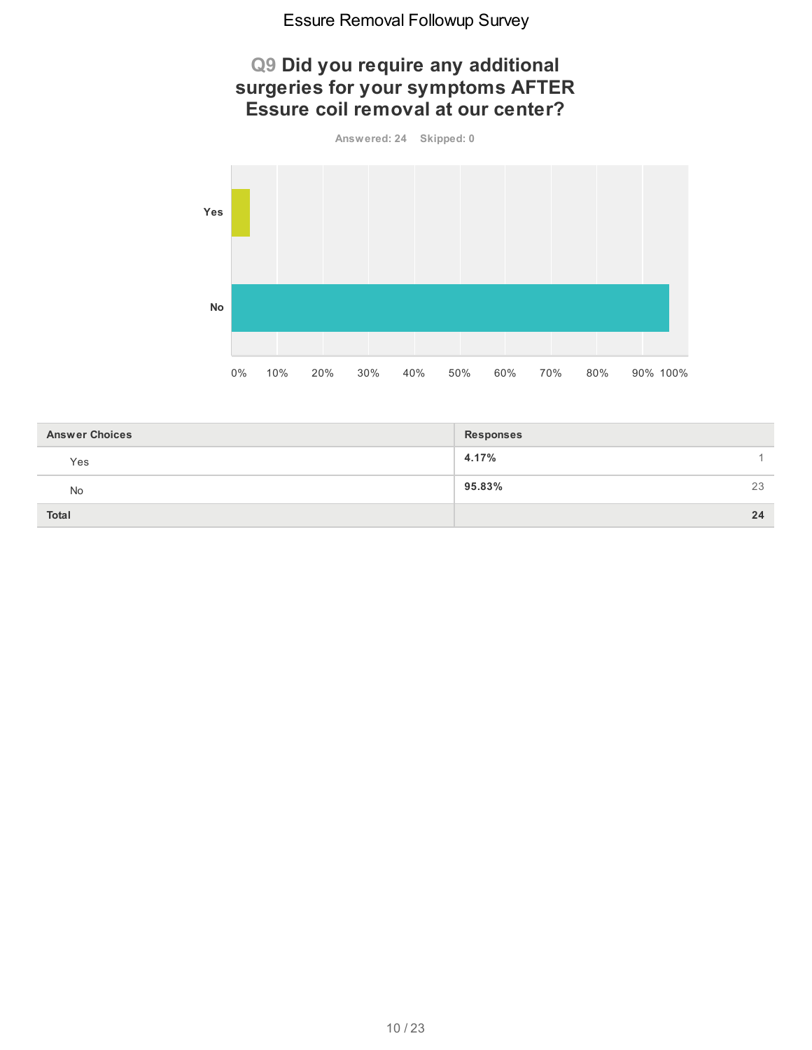# Q9 Did you require any additional surgeries for your symptoms AFTER Essure coil removal at our center?

Answered: 24 Skipped: 0

| Answer Choices | Responses | |
|---|---|---|
| Yes | 4.17% | 1 |
| No | 95.83% | 23 |
| **Total** | | **24** |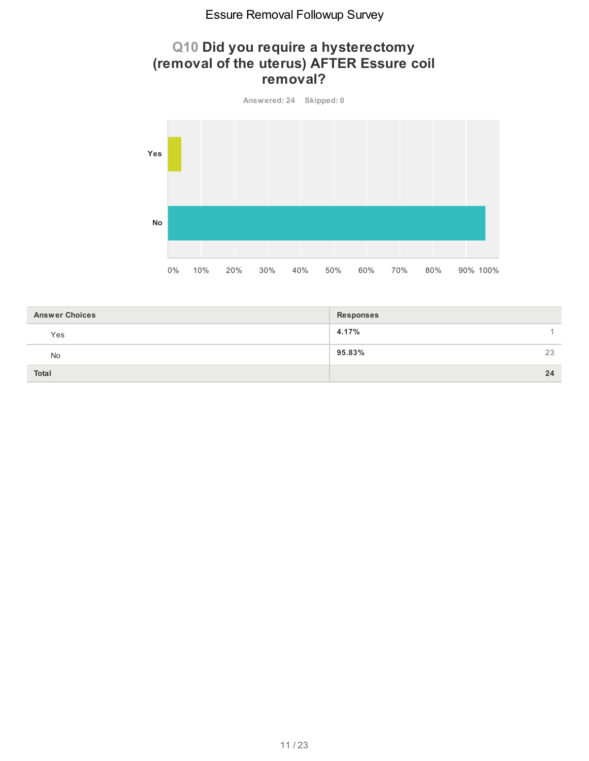## Q10 Did you require a hysterectomy (removal of the uterus) AFTER Essure coil removal?

Answered: 24 Skipped: 0

| Answer Choices | Responses | |
|---|---|---|
| Yes | 4.17% | 1 |
| No | 95.83% | 23 |
| **Total** | | **24** |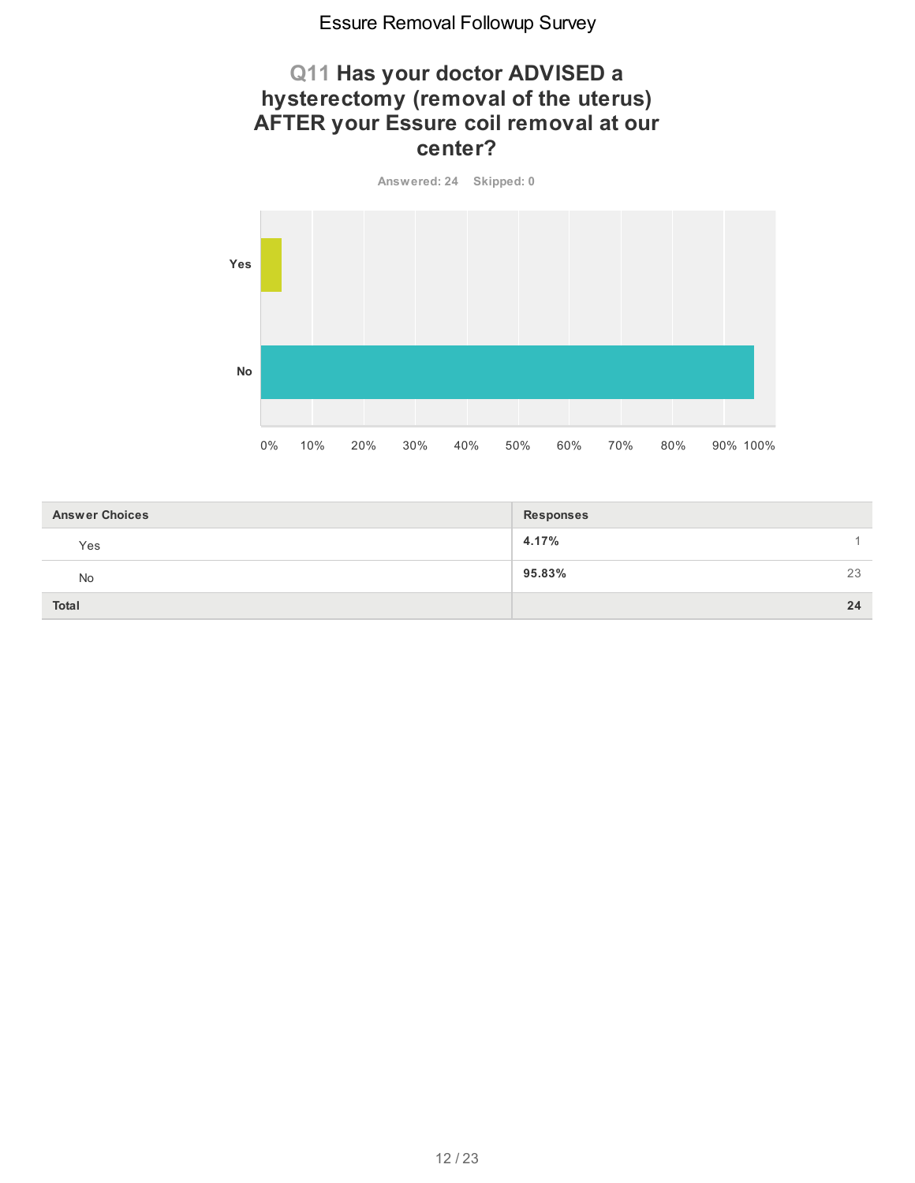## Q11 Has your doctor ADVISED a hysterectomy (removal of the uterus) AFTER your Essure coil removal at our center?

Answered: 24 Skipped: 0

| Answer Choices | Responses | |
|---|---|---|
| Yes | 4.17% | 1 |
| No | 95.83% | 23 |
| Total | | 24 |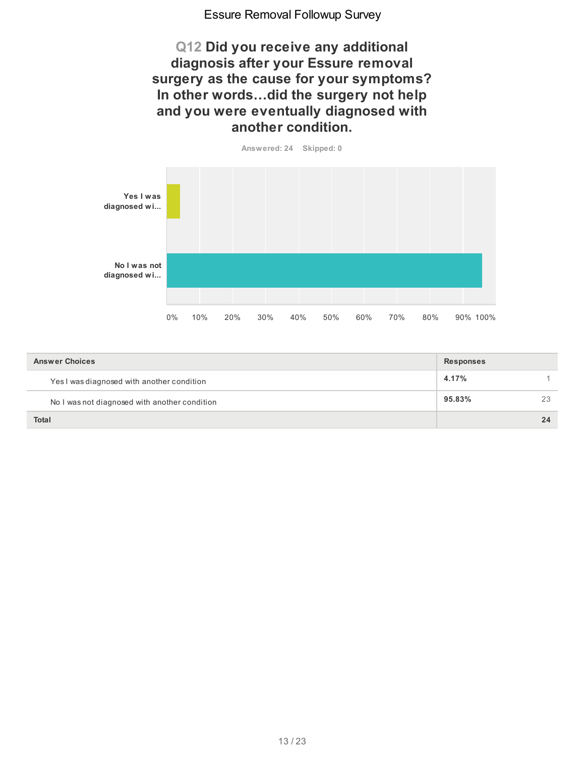## Q12 Did you receive any additional diagnosis after your Essure removal surgery as the cause for your symptoms? In other words...did the surgery not help and you were eventually diagnosed with another condition.

Answered: 24 Skipped: 0

| Answer Choices | Responses | |
|---|---|---|
| Yes I was diagnosed with another condition | 4.17% | 1 |
| No I was not diagnosed with another condition | 95.83% | 23 |
| **Total** | | **24** |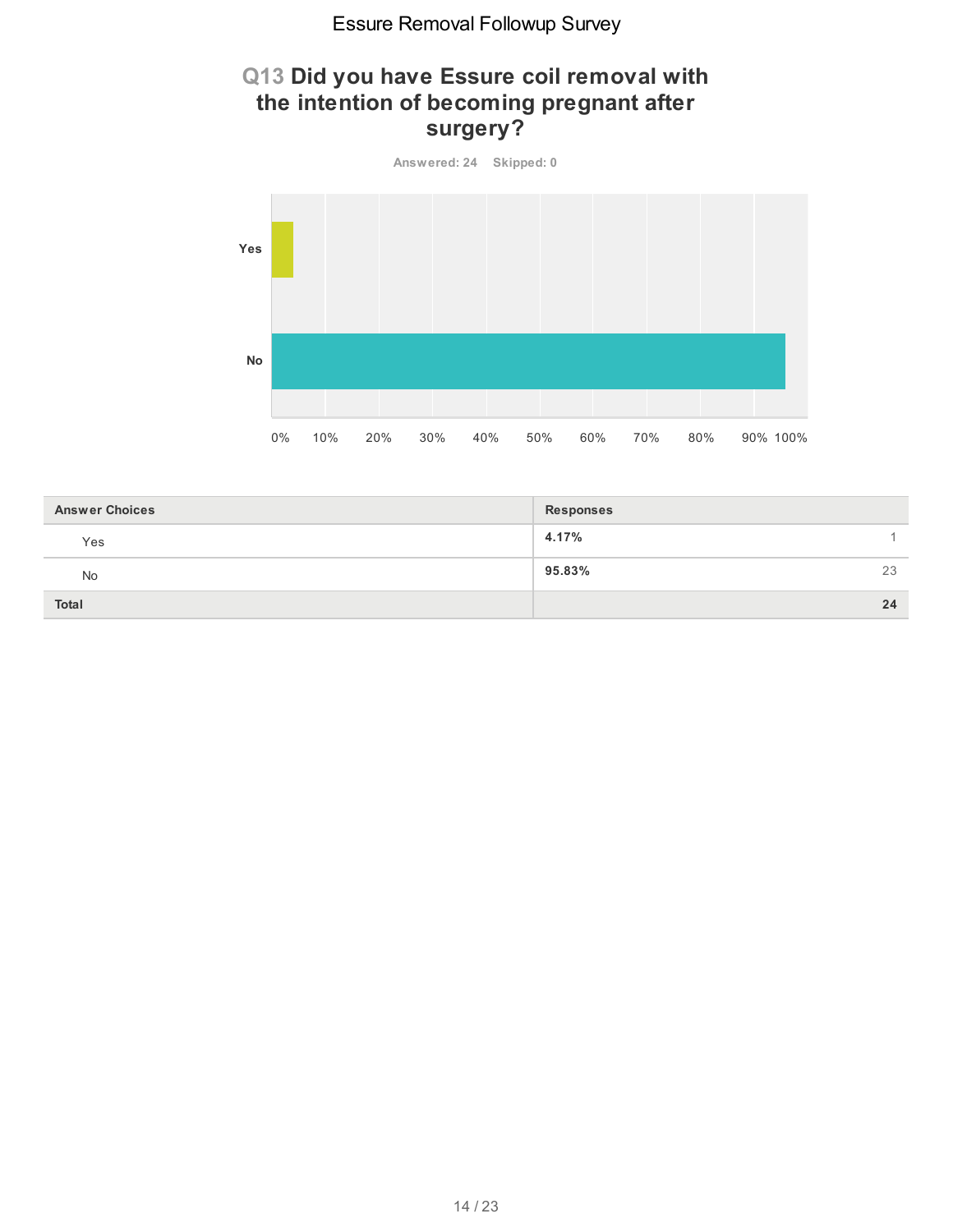## Q13 Did you have Essure coil removal with the intention of becoming pregnant after surgery?

Answered: 24 Skipped: 0

| Answer Choices | Responses | |
|---|---|---|
| Yes | 4.17% | 1 |
| No | 95.83% | 23 |
| Total | | 24 |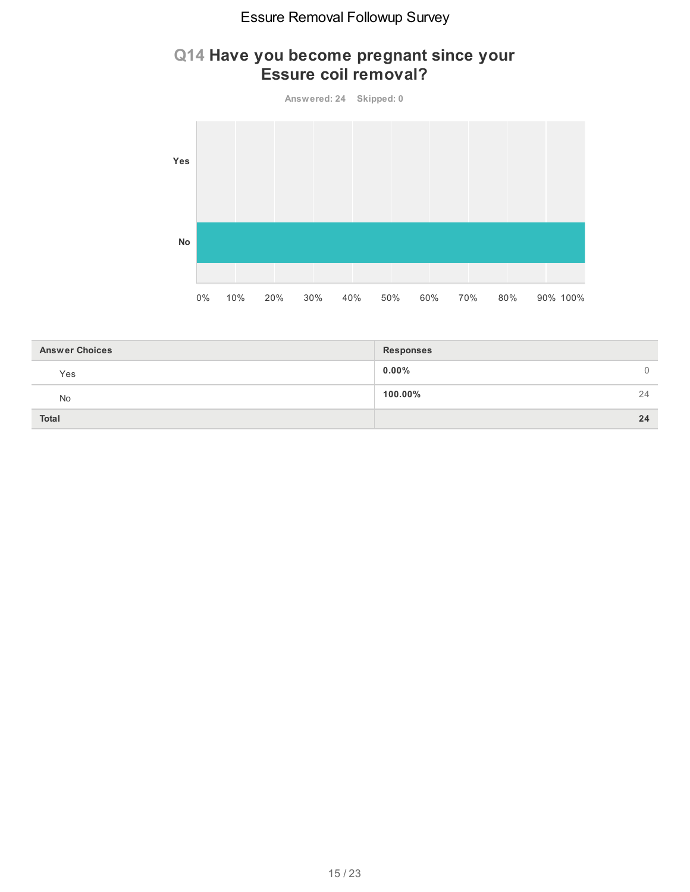## Q14 Have you become pregnant since your Essure coil removal?

Answered: 24 Skipped: 0

| Answer Choices | Responses | |
|---|---|---|
| Yes | 0.00% | 0 |
| No | 100.00% | 24 |
| Total | | 24 |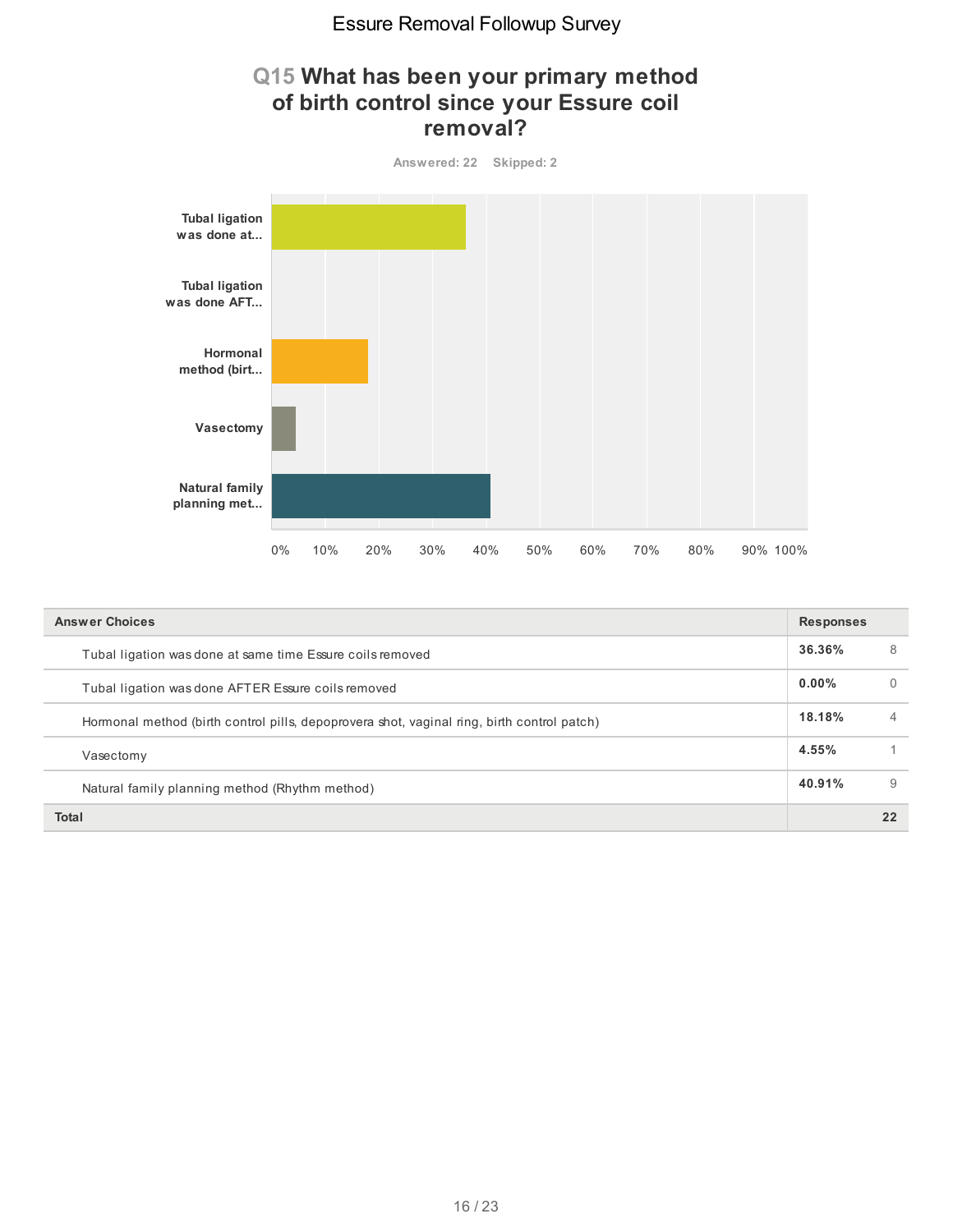## Q15 What has been your primary method of birth control since your Essure coil removal?

Answered: 22 Skipped: 2

| Answer Choices | Responses | |
|---|---|---|
| Tubal ligation was done at same time Essure coils removed | 36.36% | 8 |
| Tubal ligation was done AFTER Essure coils removed | 0.00% | 0 |
| Hormonal method (birth control pills, depoprovera shot, vaginal ring, birth control patch) | 18.18% | 4 |
| Vasectomy | 4.55% | 1 |
| Natural family planning method (Rhythm method) | 40.91% | 9 |
| **Total** | | **22** |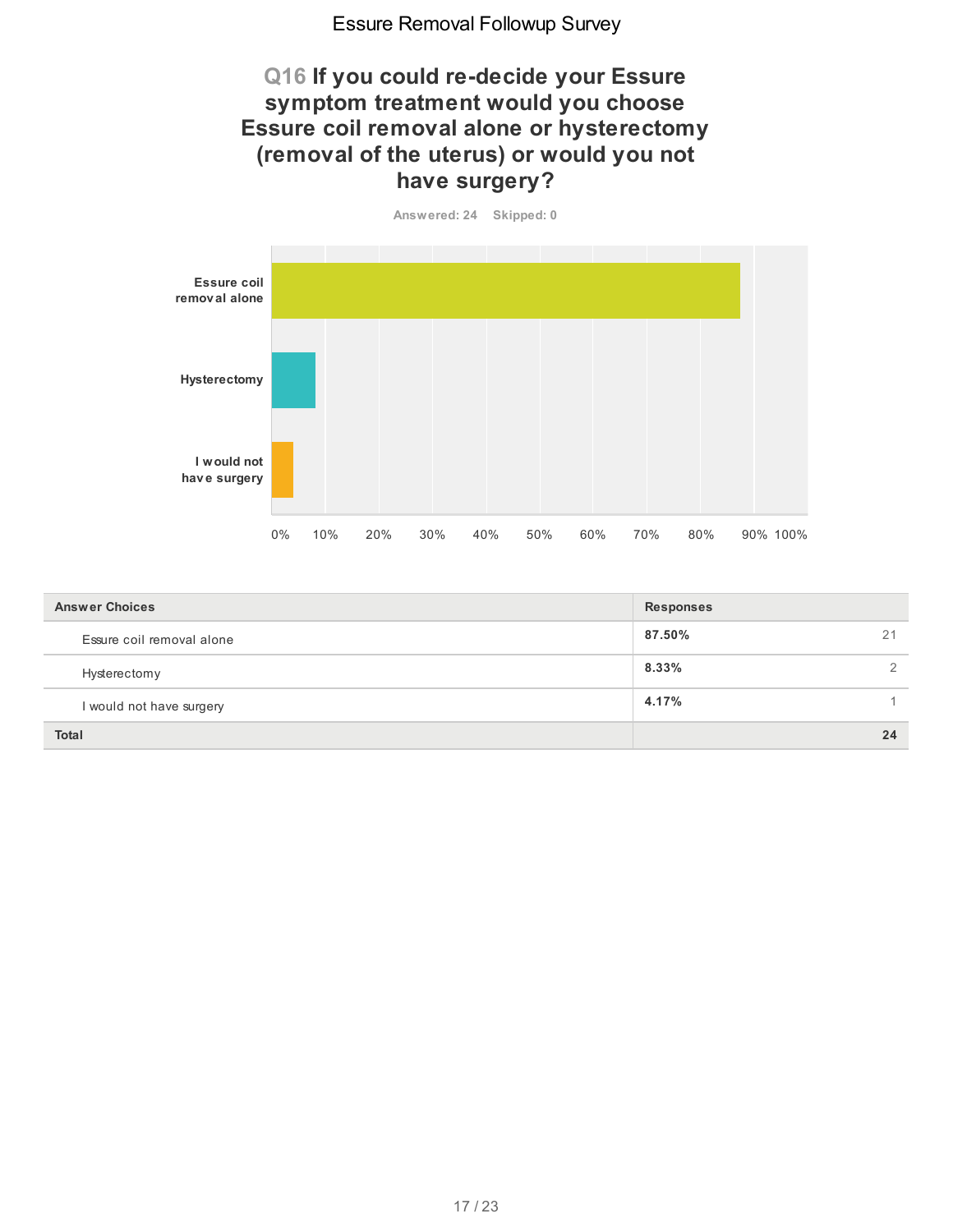## Q16 If you could re-decide your Essure symptom treatment would you choose Essure coil removal alone or hysterectomy (removal of the uterus) or would you not have surgery?

Answered: 24 Skipped: 0

| Answer Choices | Responses | |
|---|---|---|
| Essure coil removal alone | 87.50% | 21 |
| Hysterectomy | 8.33% | 2 |
| I would not have surgery | 4.17% | 1 |
| **Total** | | **24** |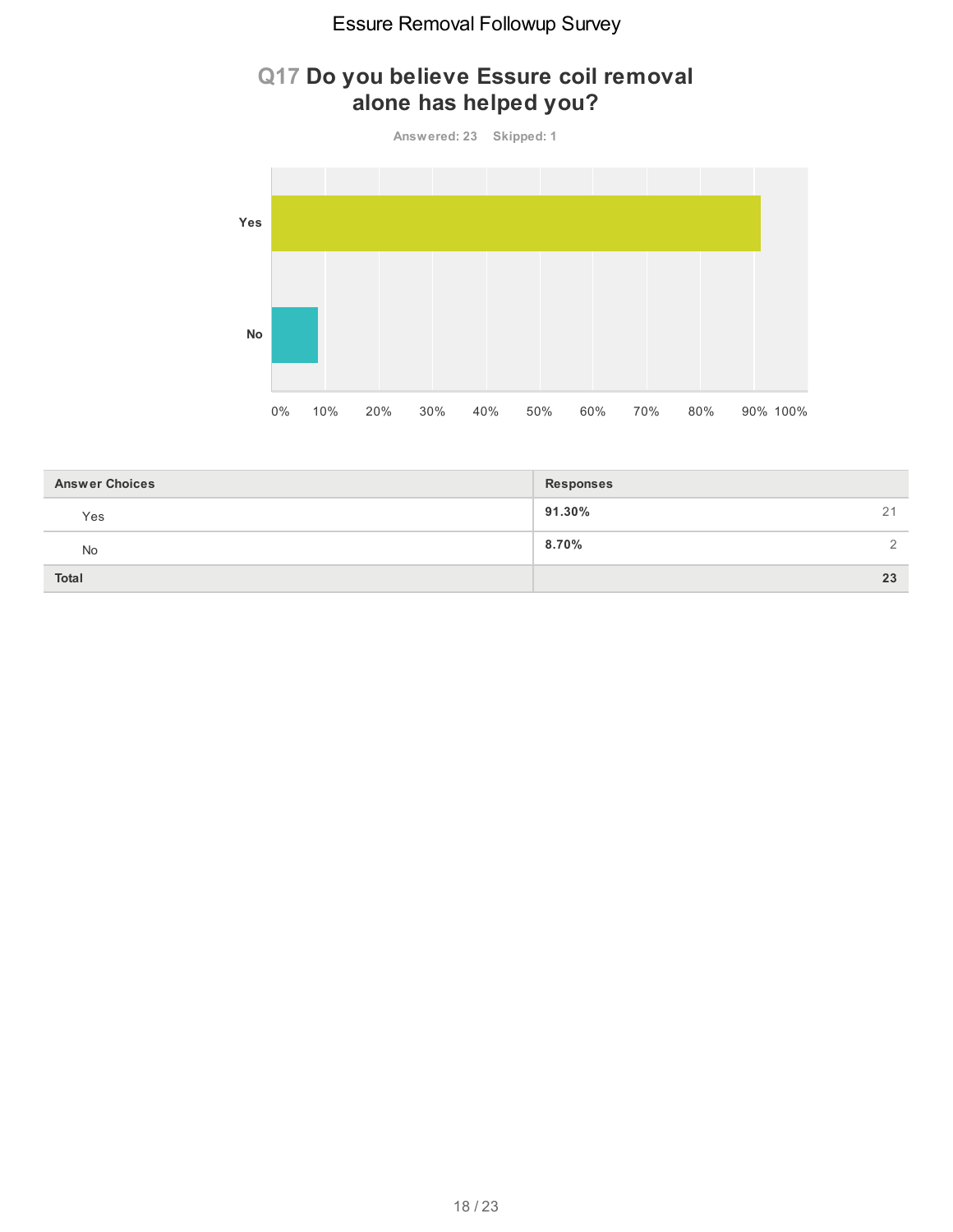## Q17 Do you believe Essure coil removal alone has helped you?

Answered: 23 Skipped: 1

| Answer Choices | Responses | |
|---|---|---|
| Yes | 91.30% | 21 |
| No | 8.70% | 2 |
| Total | | 23 |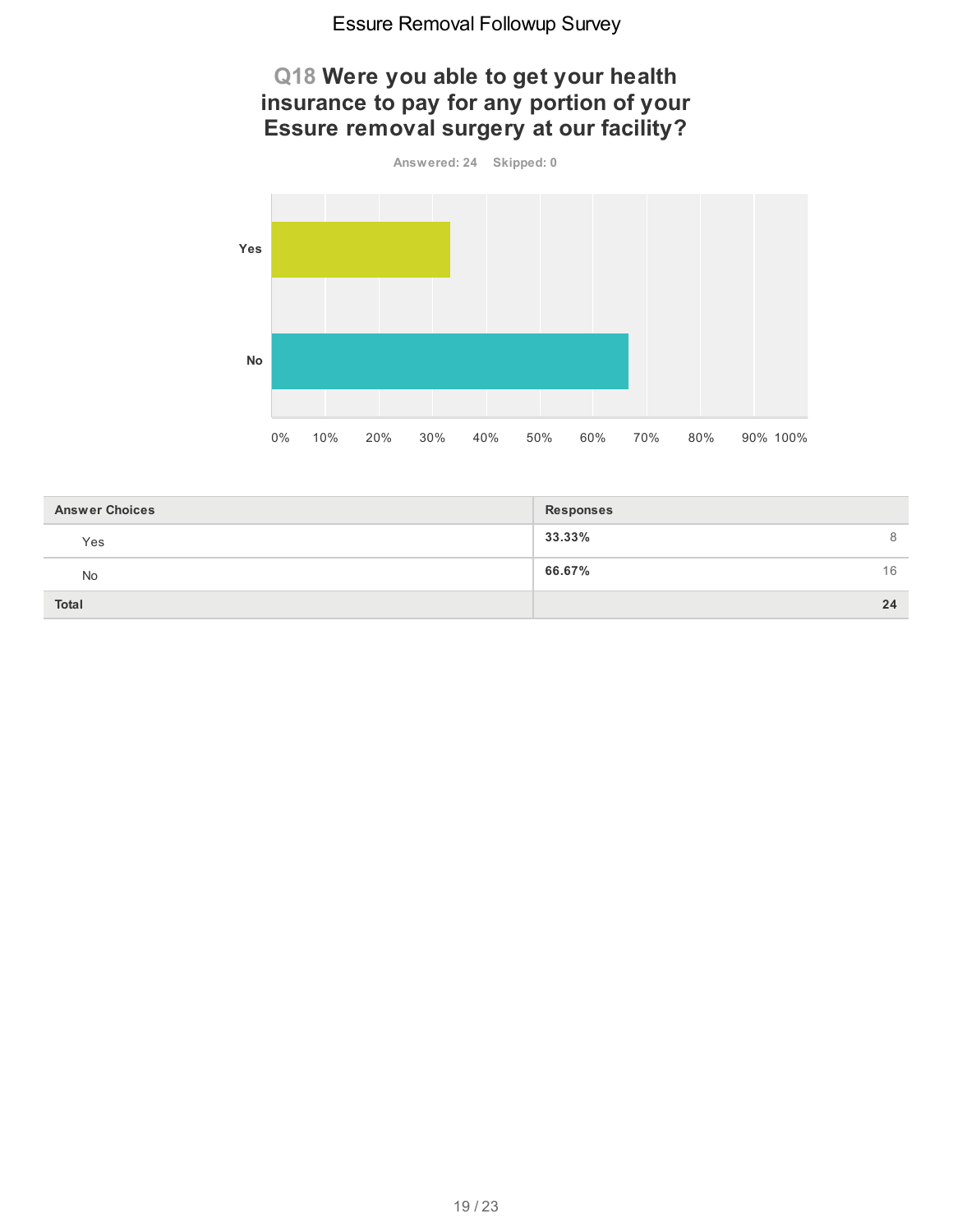## Q18 Were you able to get your health insurance to pay for any portion of your Essure removal surgery at our facility?

Answered: 24 Skipped: 0

| Answer Choices | Responses | |
|---|---|---|
| Yes | 33.33% | 8 |
| No | 66.67% | 16 |
| Total | | 24 |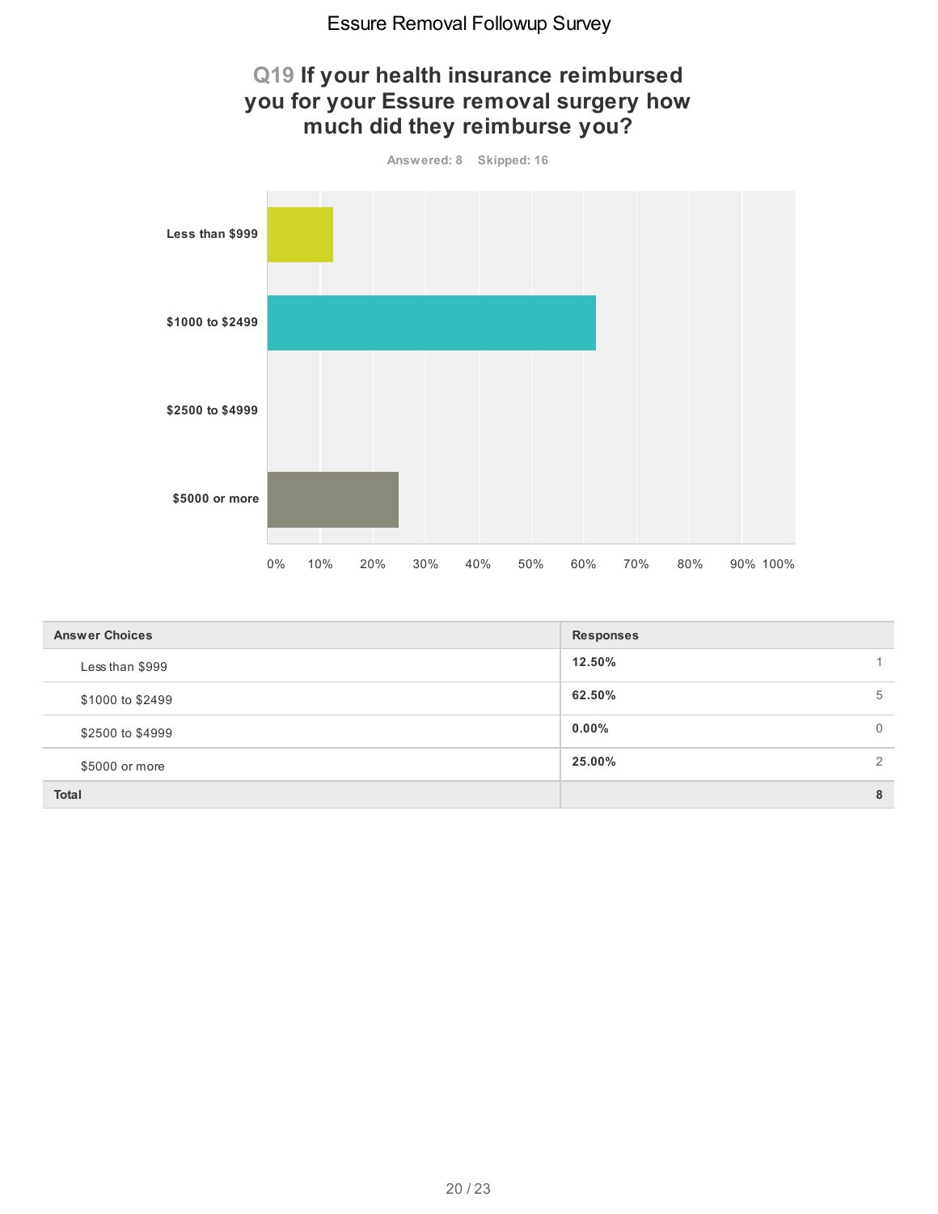# Q19 If your health insurance reimbursed you for your Essure removal surgery how much did they reimburse you?

Answered: 8 Skipped: 16

| Answer Choices | Responses | |
|---|---|---|
| Less than $999 | 12.50% | 1 |
| $1000 to $2499 | 62.50% | 5 |
| $2500 to $4999 | 0.00% | 0 |
| $5000 or more | 25.00% | 2 |
| **Total** | | **8** |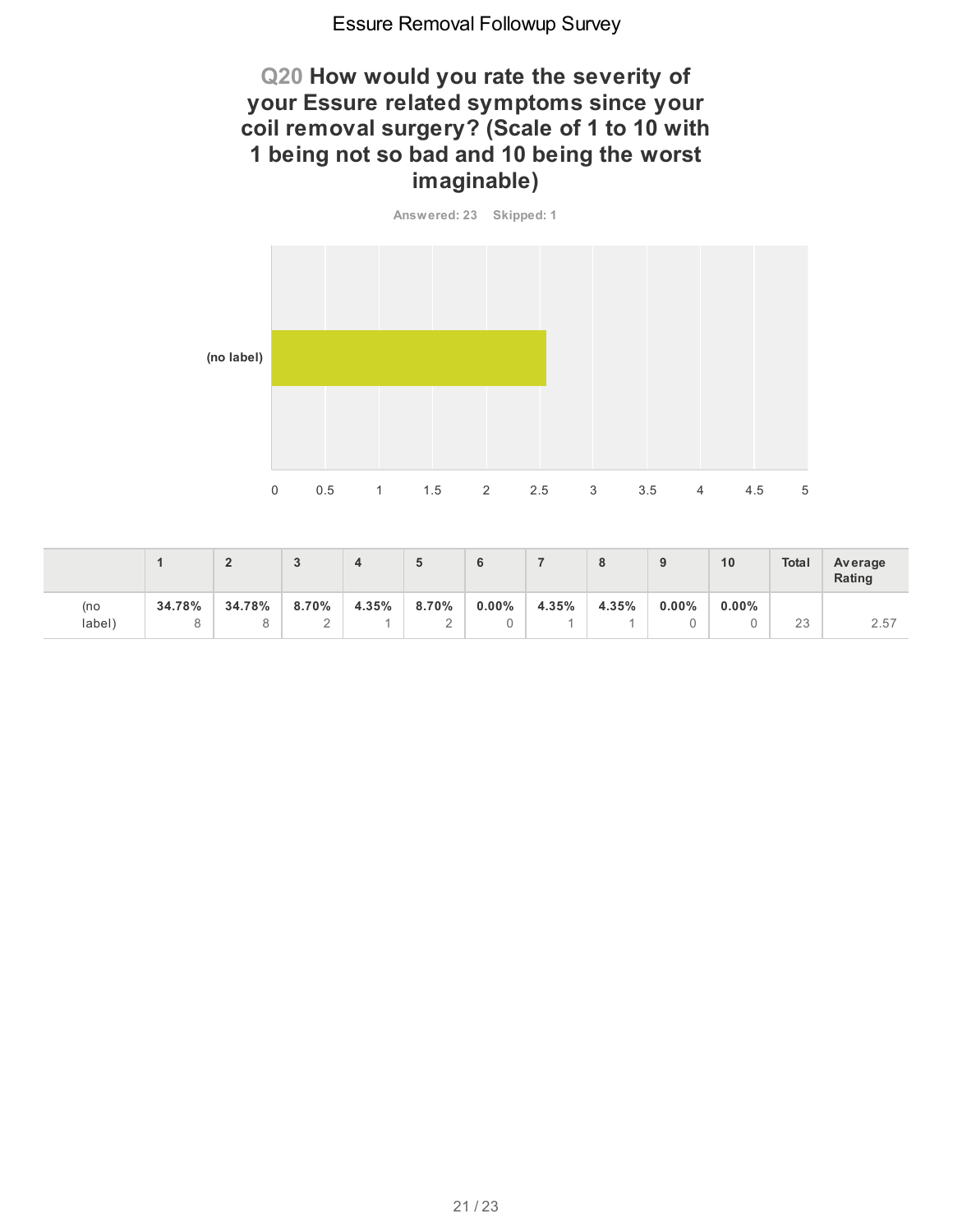## Q20 How would you rate the severity of your Essure related symptoms since your coil removal surgery? (Scale of 1 to 10 with 1 being not so bad and 10 being the worst imaginable)

Answered: 23 Skipped: 1

|  | 1 | 2 | 3 | 4 | 5 | 6 | 7 | 8 | 9 | 10 | Total | Average Rating |
|---|---|---|---|---|---|---|---|---|---|---|---|---|
| (no label) | **34.78%** 8 | **34.78%** 8 | **8.70%** 2 | **4.35%** 1 | **8.70%** 2 | **0.00%** 0 | **4.35%** 1 | **4.35%** 1 | **0.00%** 0 | **0.00%** 0 | 23 | 2.57 |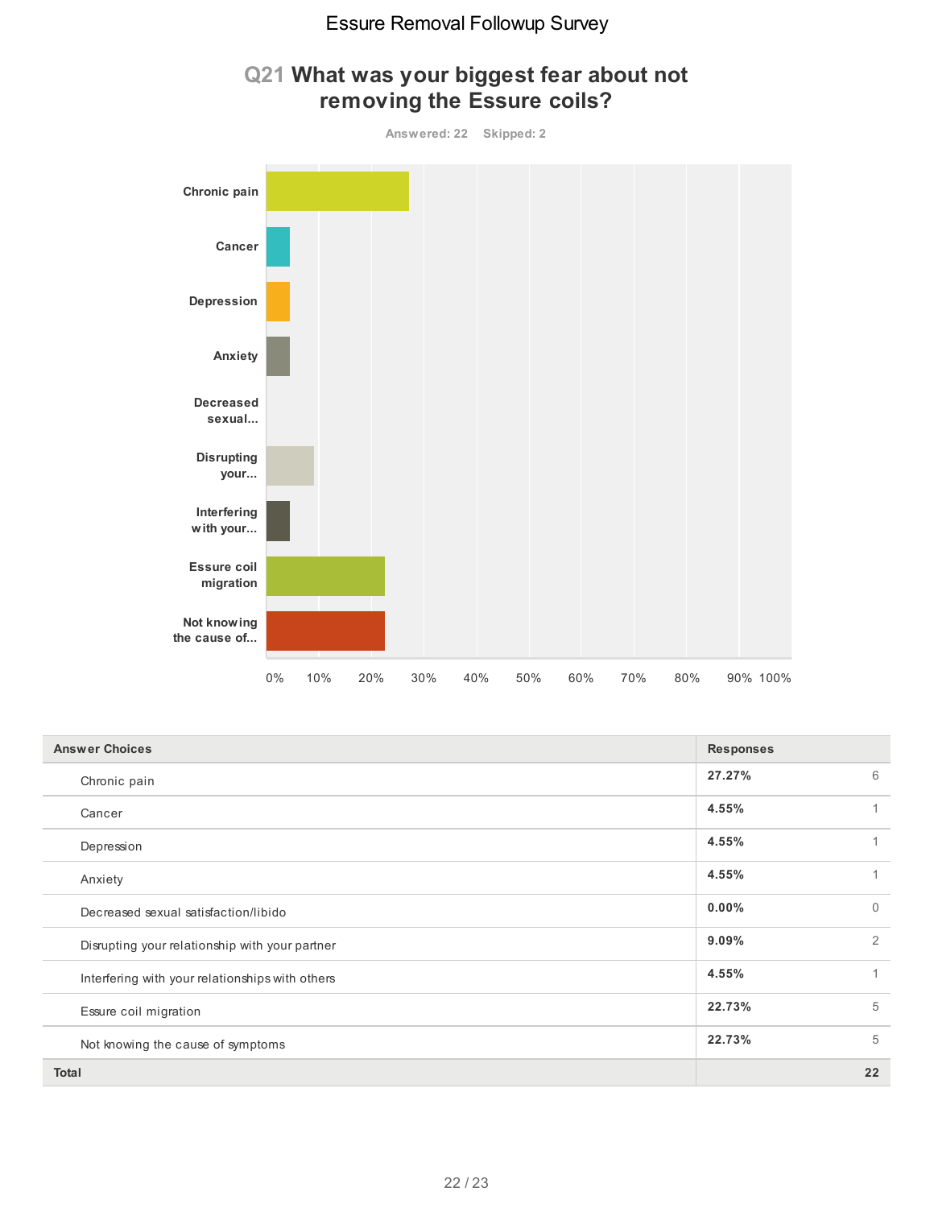## Q21 What was your biggest fear about not removing the Essure coils?

Answered: 22 Skipped: 2

| Answer Choices | Responses | |
|---|---|---|
| Chronic pain | 27.27% | 6 |
| Cancer | 4.55% | 1 |
| Depression | 4.55% | 1 |
| Anxiety | 4.55% | 1 |
| Decreased sexual satisfaction/libido | 0.00% | 0 |
| Disrupting your relationship with your partner | 9.09% | 2 |
| Interfering with your relationships with others | 4.55% | 1 |
| Essure coil migration | 22.73% | 5 |
| Not knowing the cause of symptoms | 22.73% | 5 |
| **Total** | | **22** |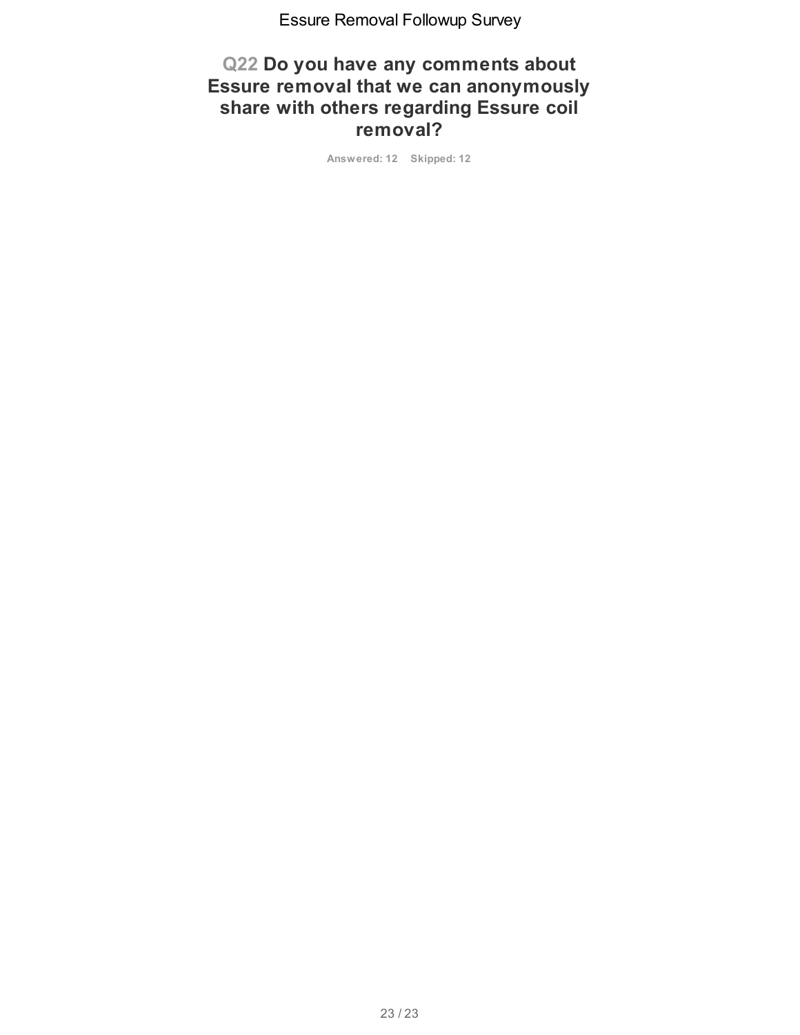## Q22 Do you have any comments about Essure removal that we can anonymously share with others regarding Essure coil removal?

Answered: 12 Skipped: 12